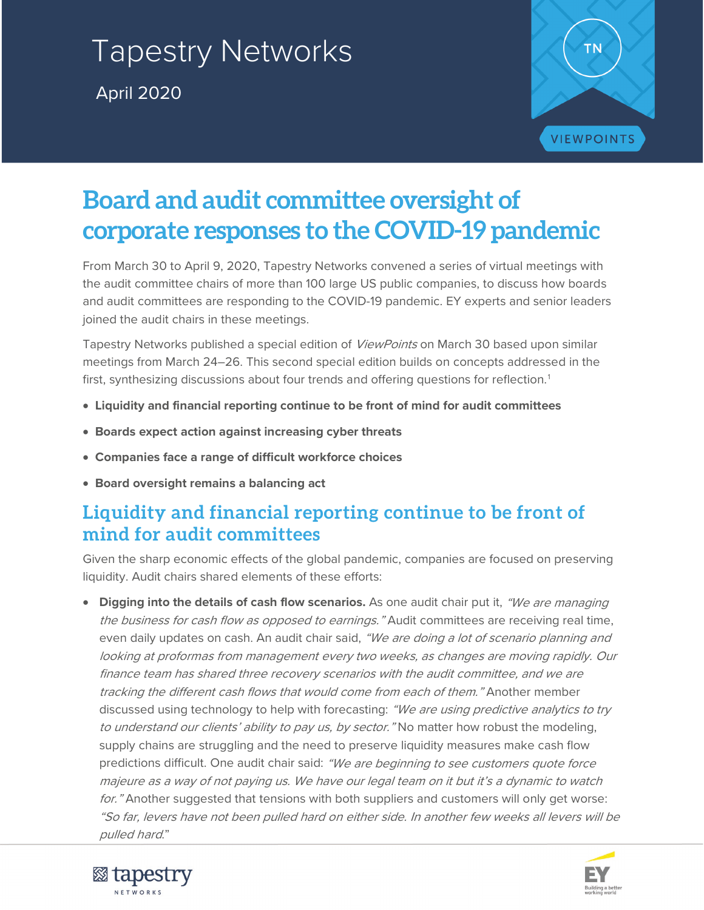Tapestry Networks

April 2020

VIEWPOINTS

# Board and audit committee oversight of corporate responses to the COVID-19 pandemic

From March 30 to April 9, 2020, Tapestry Networks convened a series of virtual meetings with the audit committee chairs of more than 100 large US public companies, to discuss how boards and audit committees are responding to the COVID-19 pandemic. EY experts and senior leaders joined the audit chairs in these meetings.

Tapestry Networks published a special edition of *ViewPoints* on March 30 based upon similar meetings from March 24–26. This second special edition builds on concepts addressed in the first, synthesizing discussions about four trends and offering questions for reflection.[1]

- **Liquidity and financial reporting continue to be front of mind for audit committees**
- **Boards expect action against increasing cyber threats**
- **Companies face a range of difficult workforce choices**
- **Board oversight remains a balancing act**

## Liquidity and financial reporting continue to be front of mind for audit committees

Given the sharp economic effects of the global pandemic, companies are focused on preserving liquidity. Audit chairs shared elements of these efforts:

- **Digging into the details of cash flow scenarios.** As one audit chair put it, *"We are managing the business for cash flow as opposed to earnings."* Audit committees are receiving real time, even daily updates on cash. An audit chair said, *"We are doing a lot of scenario planning and looking at proformas from management every two weeks, as changes are moving rapidly. Our finance team has shared three recovery scenarios with the audit committee, and we are tracking the different cash flows that would come from each of them."* Another member discussed using technology to help with forecasting: *"We are using predictive analytics to try to understand our clients' ability to pay us, by sector."* No matter how robust the modeling, supply chains are struggling and the need to preserve liquidity measures make cash flow predictions difficult. One audit chair said: *"We are beginning to see customers quote force majeure as a way of not paying us. We have our legal team on it but it's a dynamic to watch for."* Another suggested that tensions with both suppliers and customers will only get worse: *"So far, levers have not been pulled hard on either side. In another few weeks all levers will be pulled hard."*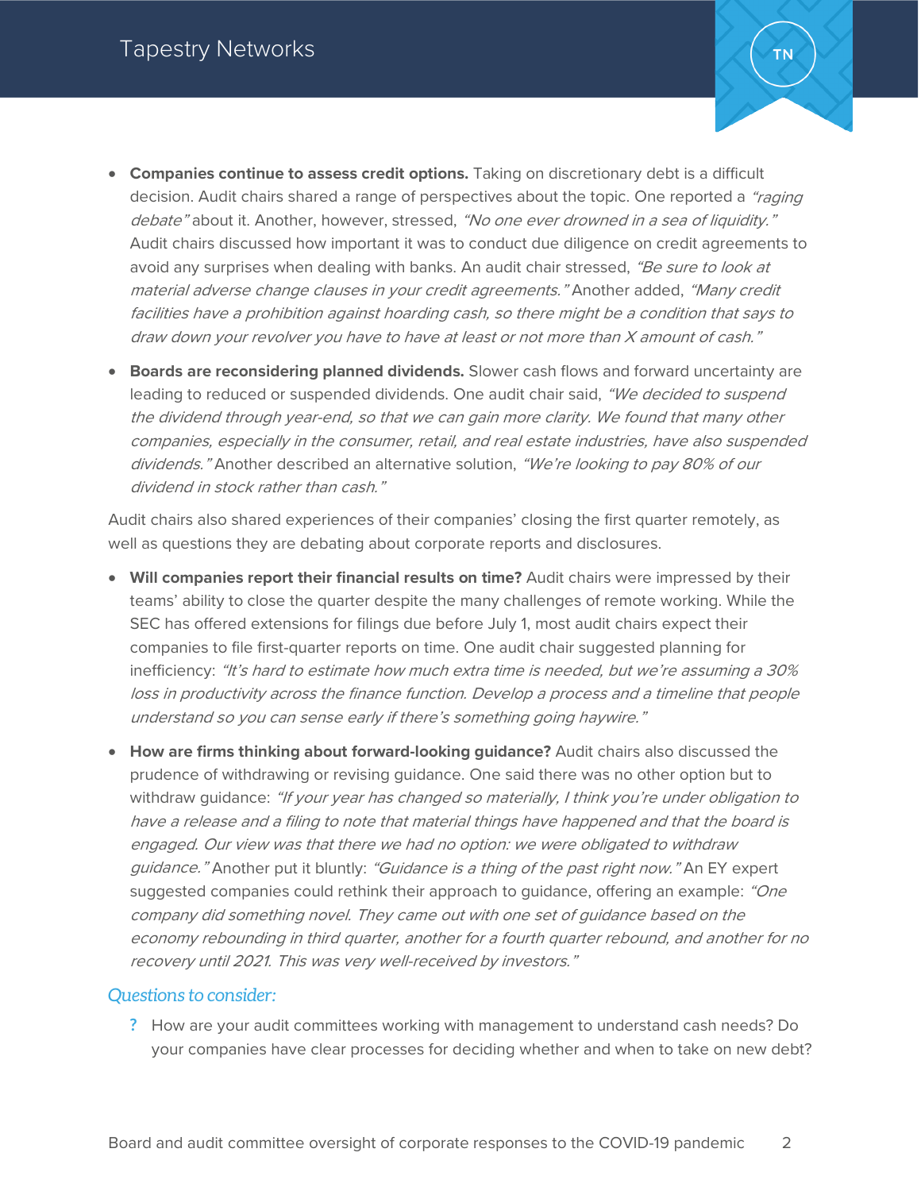- **Companies continue to assess credit options.** Taking on discretionary debt is a difficult decision. Audit chairs shared a range of perspectives about the topic. One reported a *"raging debate"* about it. Another, however, stressed, *"No one ever drowned in a sea of liquidity."* Audit chairs discussed how important it was to conduct due diligence on credit agreements to avoid any surprises when dealing with banks. An audit chair stressed, *"Be sure to look at material adverse change clauses in your credit agreements."* Another added, *"Many credit facilities have a prohibition against hoarding cash, so there might be a condition that says to draw down your revolver you have to have at least or not more than X amount of cash."*
- **Boards are reconsidering planned dividends.** Slower cash flows and forward uncertainty are leading to reduced or suspended dividends. One audit chair said, *"We decided to suspend the dividend through year-end, so that we can gain more clarity. We found that many other companies, especially in the consumer, retail, and real estate industries, have also suspended dividends."* Another described an alternative solution, *"We're looking to pay 80% of our dividend in stock rather than cash."*

Audit chairs also shared experiences of their companies' closing the first quarter remotely, as well as questions they are debating about corporate reports and disclosures.

- **Will companies report their financial results on time?** Audit chairs were impressed by their teams' ability to close the quarter despite the many challenges of remote working. While the SEC has offered extensions for filings due before July 1, most audit chairs expect their companies to file first-quarter reports on time. One audit chair suggested planning for inefficiency: *"It's hard to estimate how much extra time is needed, but we're assuming a 30% loss in productivity across the finance function. Develop a process and a timeline that people understand so you can sense early if there's something going haywire."*
- **How are firms thinking about forward-looking guidance?** Audit chairs also discussed the prudence of withdrawing or revising guidance. One said there was no other option but to withdraw guidance: *"If your year has changed so materially, I think you're under obligation to have a release and a filing to note that material things have happened and that the board is engaged. Our view was that there we had no option: we were obligated to withdraw guidance."* Another put it bluntly: *"Guidance is a thing of the past right now."* An EY expert suggested companies could rethink their approach to guidance, offering an example: *"One company did something novel. They came out with one set of guidance based on the economy rebounding in third quarter, another for a fourth quarter rebound, and another for no recovery until 2021. This was very well-received by investors."*

### *Questions to consider:*

- ? How are your audit committees working with management to understand cash needs? Do your companies have clear processes for deciding whether and when to take on new debt?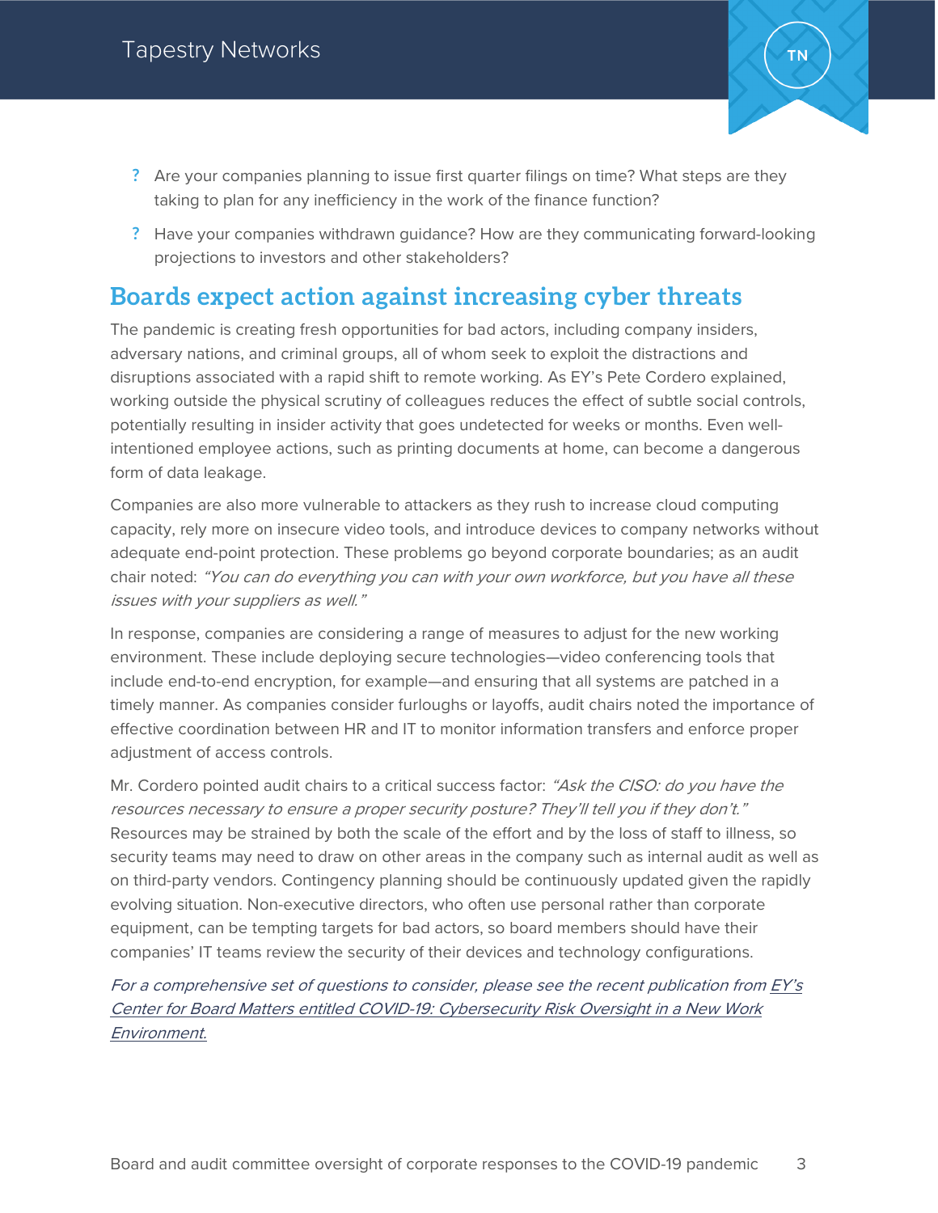- ? Are your companies planning to issue first quarter filings on time? What steps are they taking to plan for any inefficiency in the work of the finance function?
- ? Have your companies withdrawn guidance? How are they communicating forward-looking projections to investors and other stakeholders?

## Boards expect action against increasing cyber threats

The pandemic is creating fresh opportunities for bad actors, including company insiders, adversary nations, and criminal groups, all of whom seek to exploit the distractions and disruptions associated with a rapid shift to remote working. As EY's Pete Cordero explained, working outside the physical scrutiny of colleagues reduces the effect of subtle social controls, potentially resulting in insider activity that goes undetected for weeks or months. Even well-intentioned employee actions, such as printing documents at home, can become a dangerous form of data leakage.

Companies are also more vulnerable to attackers as they rush to increase cloud computing capacity, rely more on insecure video tools, and introduce devices to company networks without adequate end-point protection. These problems go beyond corporate boundaries; as an audit chair noted: *"You can do everything you can with your own workforce, but you have all these issues with your suppliers as well."*

In response, companies are considering a range of measures to adjust for the new working environment. These include deploying secure technologies—video conferencing tools that include end-to-end encryption, for example—and ensuring that all systems are patched in a timely manner. As companies consider furloughs or layoffs, audit chairs noted the importance of effective coordination between HR and IT to monitor information transfers and enforce proper adjustment of access controls.

Mr. Cordero pointed audit chairs to a critical success factor: *"Ask the CISO: do you have the resources necessary to ensure a proper security posture? They'll tell you if they don't."* Resources may be strained by both the scale of the effort and by the loss of staff to illness, so security teams may need to draw on other areas in the company such as internal audit as well as on third-party vendors. Contingency planning should be continuously updated given the rapidly evolving situation. Non-executive directors, who often use personal rather than corporate equipment, can be tempting targets for bad actors, so board members should have their companies' IT teams review the security of their devices and technology configurations.

*For a comprehensive set of questions to consider, please see the recent publication from EY's Center for Board Matters entitled COVID-19: Cybersecurity Risk Oversight in a New Work Environment.*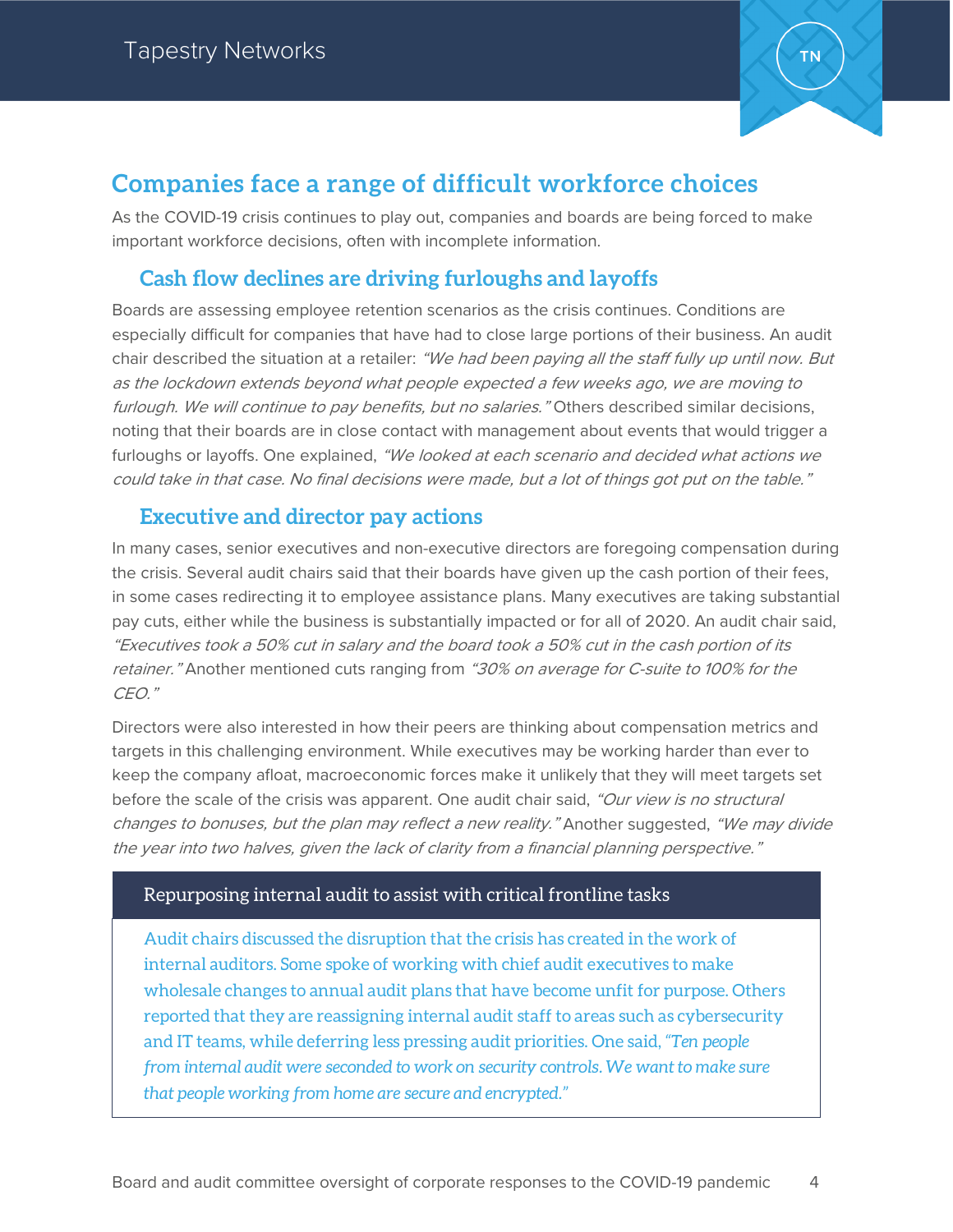## Companies face a range of difficult workforce choices

As the COVID-19 crisis continues to play out, companies and boards are being forced to make important workforce decisions, often with incomplete information.

### Cash flow declines are driving furloughs and layoffs

Boards are assessing employee retention scenarios as the crisis continues. Conditions are especially difficult for companies that have had to close large portions of their business. An audit chair described the situation at a retailer: *"We had been paying all the staff fully up until now. But as the lockdown extends beyond what people expected a few weeks ago, we are moving to furlough. We will continue to pay benefits, but no salaries."* Others described similar decisions, noting that their boards are in close contact with management about events that would trigger a furloughs or layoffs. One explained, *"We looked at each scenario and decided what actions we could take in that case. No final decisions were made, but a lot of things got put on the table."*

### Executive and director pay actions

In many cases, senior executives and non-executive directors are foregoing compensation during the crisis. Several audit chairs said that their boards have given up the cash portion of their fees, in some cases redirecting it to employee assistance plans. Many executives are taking substantial pay cuts, either while the business is substantially impacted or for all of 2020. An audit chair said, *"Executives took a 50% cut in salary and the board took a 50% cut in the cash portion of its retainer."* Another mentioned cuts ranging from *"30% on average for C-suite to 100% for the CEO."*

Directors were also interested in how their peers are thinking about compensation metrics and targets in this challenging environment. While executives may be working harder than ever to keep the company afloat, macroeconomic forces make it unlikely that they will meet targets set before the scale of the crisis was apparent. One audit chair said, *"Our view is no structural changes to bonuses, but the plan may reflect a new reality."* Another suggested, *"We may divide the year into two halves, given the lack of clarity from a financial planning perspective."*

> **Repurposing internal audit to assist with critical frontline tasks**
>
> Audit chairs discussed the disruption that the crisis has created in the work of internal auditors. Some spoke of working with chief audit executives to make wholesale changes to annual audit plans that have become unfit for purpose. Others reported that they are reassigning internal audit staff to areas such as cybersecurity and IT teams, while deferring less pressing audit priorities. One said, *"Ten people from internal audit were seconded to work on security controls. We want to make sure that people working from home are secure and encrypted."*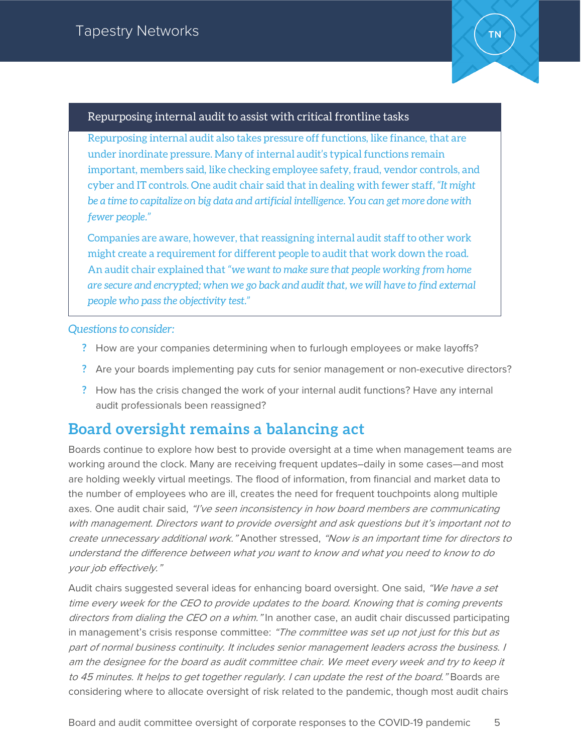### Repurposing internal audit to assist with critical frontline tasks

Repurposing internal audit also takes pressure off functions, like finance, that are under inordinate pressure. Many of internal audit's typical functions remain important, members said, like checking employee safety, fraud, vendor controls, and cyber and IT controls. One audit chair said that in dealing with fewer staff, *"It might be a time to capitalize on big data and artificial intelligence. You can get more done with fewer people."*

Companies are aware, however, that reassigning internal audit staff to other work might create a requirement for different people to audit that work down the road. An audit chair explained that *"we want to make sure that people working from home are secure and encrypted; when we go back and audit that, we will have to find external people who pass the objectivity test."*

*Questions to consider:*

- How are your companies determining when to furlough employees or make layoffs?
- Are your boards implementing pay cuts for senior management or non-executive directors?
- How has the crisis changed the work of your internal audit functions? Have any internal audit professionals been reassigned?

## Board oversight remains a balancing act

Boards continue to explore how best to provide oversight at a time when management teams are working around the clock. Many are receiving frequent updates–daily in some cases—and most are holding weekly virtual meetings. The flood of information, from financial and market data to the number of employees who are ill, creates the need for frequent touchpoints along multiple axes. One audit chair said, *"I've seen inconsistency in how board members are communicating with management. Directors want to provide oversight and ask questions but it's important not to create unnecessary additional work."* Another stressed, *"Now is an important time for directors to understand the difference between what you want to know and what you need to know to do your job effectively."*

Audit chairs suggested several ideas for enhancing board oversight. One said, *"We have a set time every week for the CEO to provide updates to the board. Knowing that is coming prevents directors from dialing the CEO on a whim."* In another case, an audit chair discussed participating in management's crisis response committee: *"The committee was set up not just for this but as part of normal business continuity. It includes senior management leaders across the business. I am the designee for the board as audit committee chair. We meet every week and try to keep it to 45 minutes. It helps to get together regularly. I can update the rest of the board."* Boards are considering where to allocate oversight of risk related to the pandemic, though most audit chairs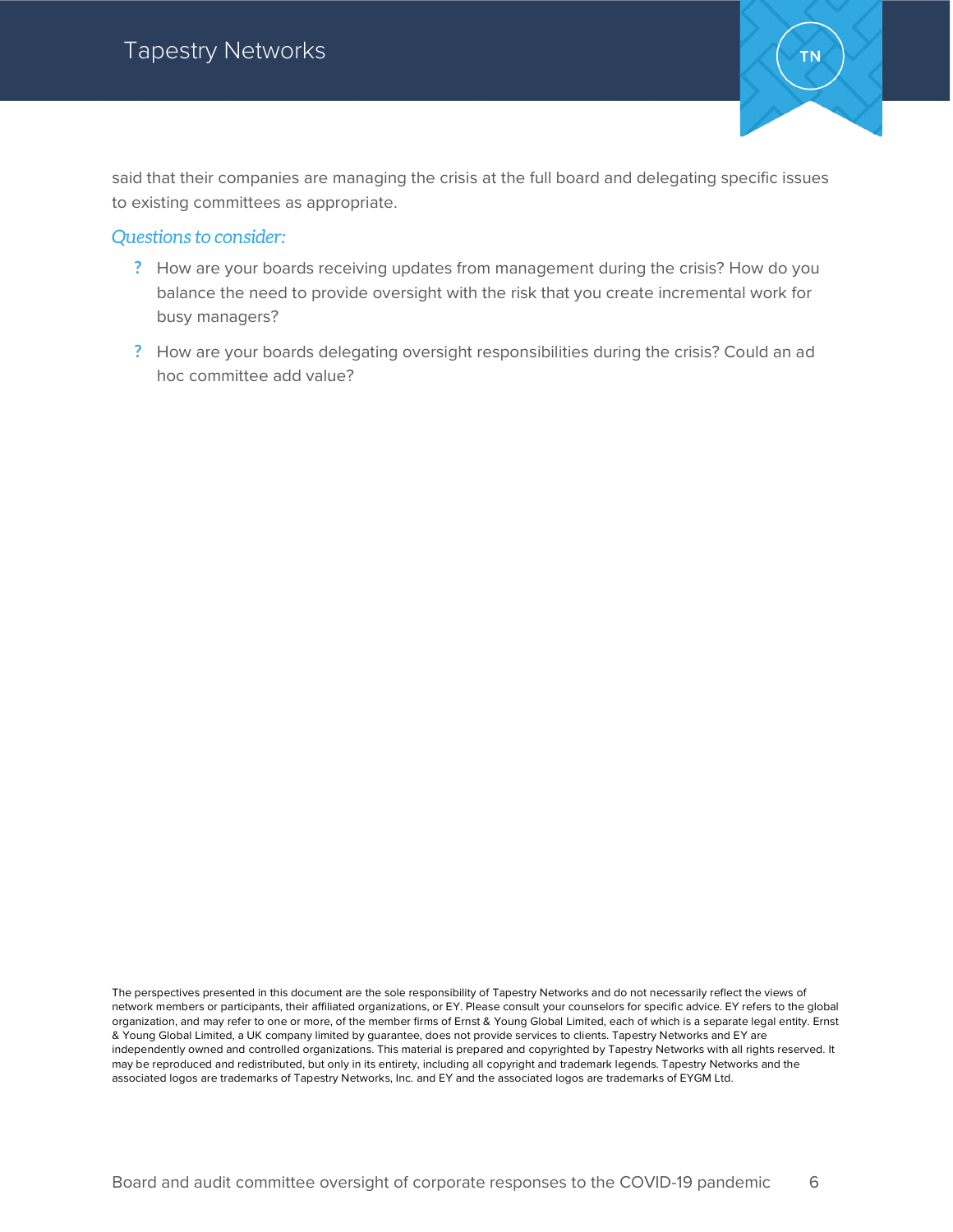said that their companies are managing the crisis at the full board and delegating specific issues to existing committees as appropriate.

### *Questions to consider:*

- How are your boards receiving updates from management during the crisis? How do you balance the need to provide oversight with the risk that you create incremental work for busy managers?
- How are your boards delegating oversight responsibilities during the crisis? Could an ad hoc committee add value?

The perspectives presented in this document are the sole responsibility of Tapestry Networks and do not necessarily reflect the views of network members or participants, their affiliated organizations, or EY. Please consult your counselors for specific advice. EY refers to the global organization, and may refer to one or more, of the member firms of Ernst & Young Global Limited, each of which is a separate legal entity. Ernst & Young Global Limited, a UK company limited by guarantee, does not provide services to clients. Tapestry Networks and EY are independently owned and controlled organizations. This material is prepared and copyrighted by Tapestry Networks with all rights reserved. It may be reproduced and redistributed, but only in its entirety, including all copyright and trademark legends. Tapestry Networks and the associated logos are trademarks of Tapestry Networks, Inc. and EY and the associated logos are trademarks of EYGM Ltd.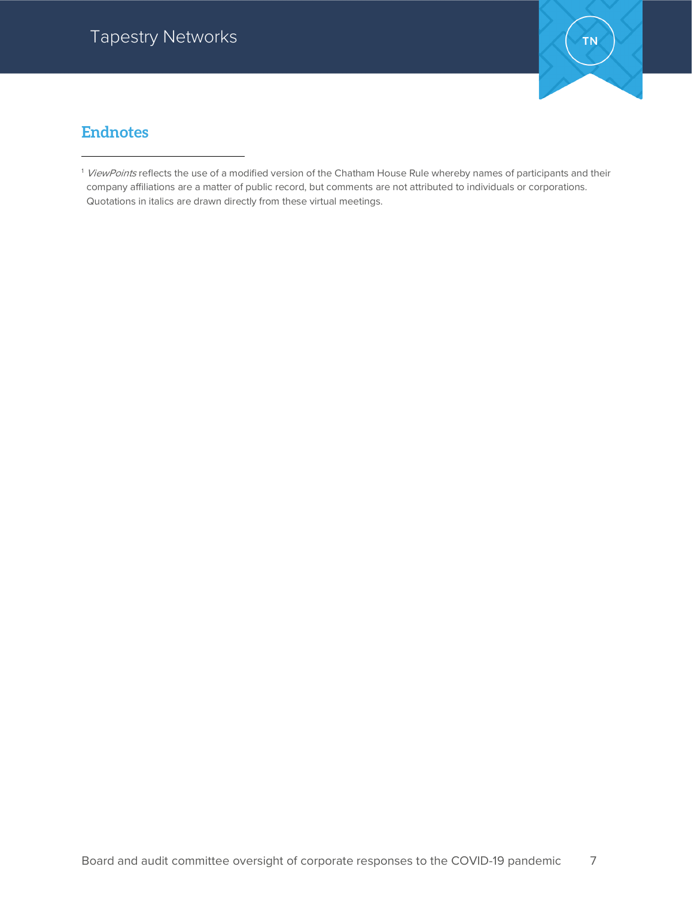## Endnotes

[1] *ViewPoints* reflects the use of a modified version of the Chatham House Rule whereby names of participants and their company affiliations are a matter of public record, but comments are not attributed to individuals or corporations. Quotations in italics are drawn directly from these virtual meetings.